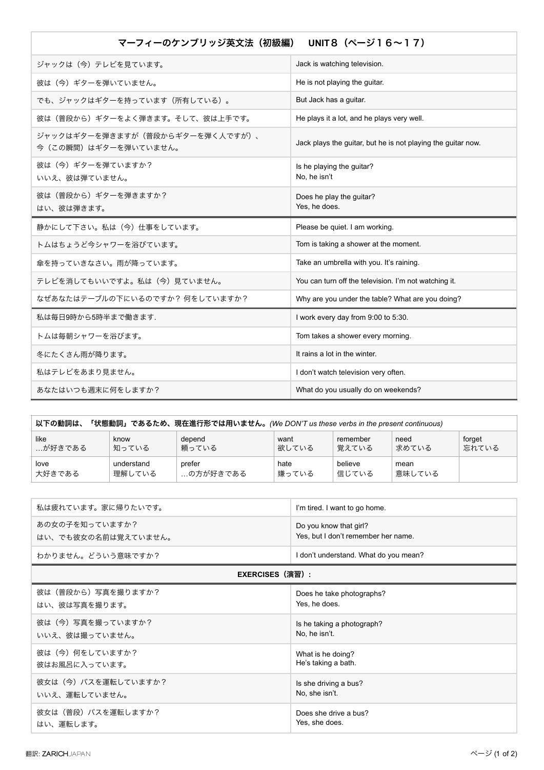| マーフィーのケンブリッジ英文法（初級編）　UNIT８（ページ１６〜１７） | |
|---|---|
| ジャックは（今）テレビを見ています。 | Jack is watching television. |
| 彼は（今）ギターを弾いていません。 | He is not playing the guitar. |
| でも、ジャックはギターを持っています（所有している）。 | But Jack has a guitar. |
| 彼は（普段から）ギターをよく弾きます。そして、彼は上手です。 | He plays it a lot, and he plays very well. |
| ジャックはギターを弾きますが（普段からギターを弾く人ですが）、今（この瞬間）はギターを弾いていません。 | Jack plays the guitar, but he is not playing the guitar now. |
| 彼は（今）ギターを弾ていますか？<br>いいえ、彼は弾ていません。 | Is he playing the guitar?<br>No, he isn't |
| 彼は（普段から）ギターを弾きますか？<br>はい、彼は弾きます。 | Does he play the guitar?<br>Yes, he does. |
| 静かにして下さい。私は（今）仕事をしています。 | Please be quiet. I am working. |
| トムはちょうど今シャワーを浴びています。 | Tom is taking a shower at the moment. |
| 傘を持っていきなさい。雨が降っています。 | Take an umbrella with you. It's raining. |
| テレビを消してもいいですよ。私は（今）見ていません。 | You can turn off the television. I'm not watching it. |
| なぜあなたはテーブルの下にいるのですか？何をしていますか？ | Why are you under the table? What are you doing? |
| 私は毎日9時から5時半まで働きます. | I work every day from 9:00 to 5:30. |
| トムは毎朝シャワーを浴びます。 | Tom takes a shower every morning. |
| 冬にたくさん雨が降ります。 | It rains a lot in the winter. |
| 私はテレビをあまり見ません。 | I don't watch television very often. |
| あなたはいつも週末に何をしますか？ | What do you usually do on weekends? |

| **以下の動詞は、「状態動詞」であるため、現在進行形では用いません。***(We DON'T us these verbs in the present continuous)* | | | | | | |
|---|---|---|---|---|---|---|
| like<br>…が好きである | know<br>知っている | depend<br>頼っている | want<br>欲している | remember<br>覚えている | need<br>求めている | forget<br>忘れている |
| love<br>大好きである | understand<br>理解している | prefer<br>…の方が好きである | hate<br>嫌っている | believe<br>信じている | mean<br>意味している | |

| | |
|---|---|
| 私は疲れています。家に帰りたいです。 | I'm tired. I want to go home. |
| あの女の子を知っていますか？<br>はい、でも彼女の名前は覚えていません。 | Do you know that girl?<br>Yes, but I don't remember her name. |
| わかりません。どういう意味ですか？ | I don't understand. What do you mean? |
| **EXERCISES（演習）:** | |
| 彼は（普段から）写真を撮りますか？<br>はい、彼は写真を撮ります。 | Does he take photographs?<br>Yes, he does. |
| 彼は（今）写真を撮っていますか？<br>いいえ、彼は撮っていません。 | Is he taking a photograph?<br>No, he isn't. |
| 彼は（今）何をしていますか？<br>彼はお風呂に入っています。 | What is he doing?<br>He's taking a bath. |
| 彼女は（今）バスを運転していますか？<br>いいえ、運転していません。 | Is she driving a bus?<br>No, she isn't. |
| 彼女は（普段）バスを運転しますか？<br>はい、運転します。 | Does she drive a bus?<br>Yes, she does. |

翻訳: ZARICHJAPAN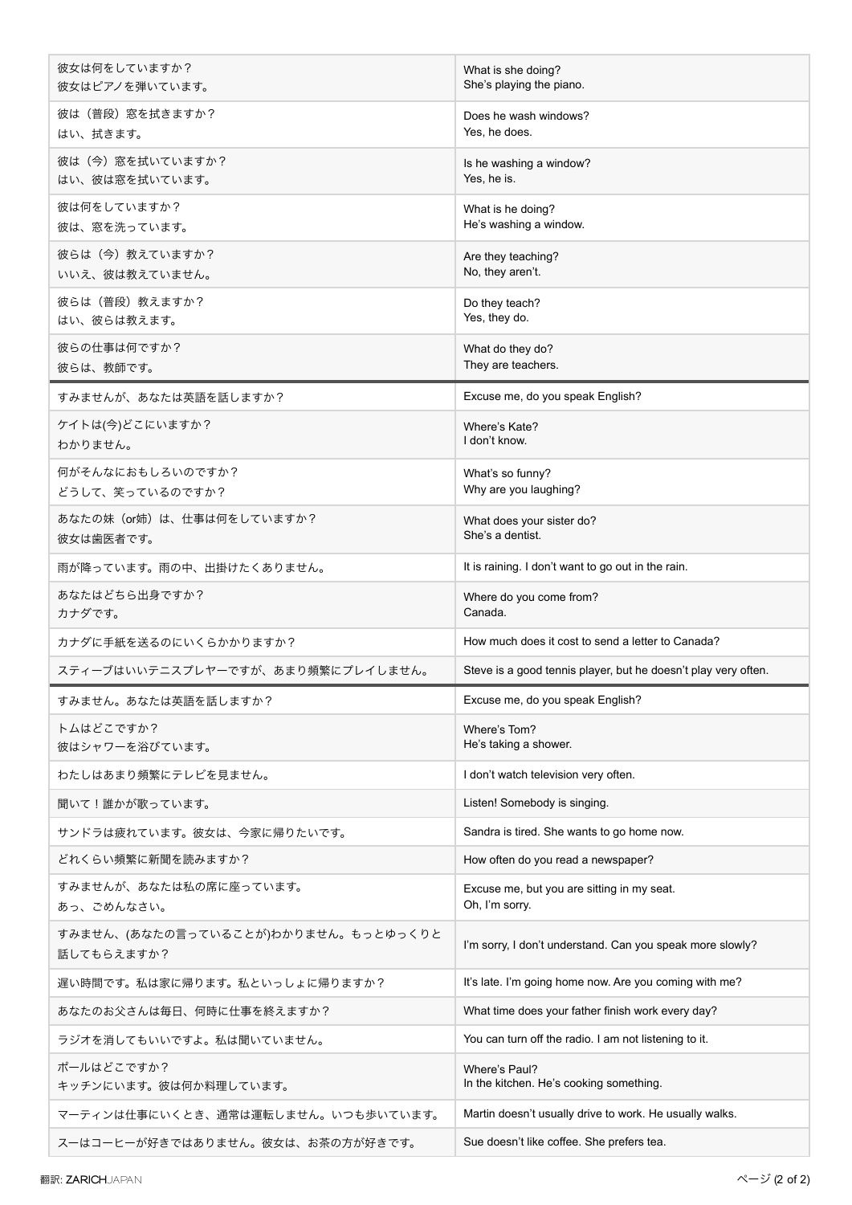| | |
|---|---|
| 彼女は何をしていますか？<br>彼女はピアノを弾いています。 | What is she doing?<br>She's playing the piano. |
| 彼は（普段）窓を拭きますか？<br>はい、拭きます。 | Does he wash windows?<br>Yes, he does. |
| 彼は（今）窓を拭いていますか？<br>はい、彼は窓を拭いています。 | Is he washing a window?<br>Yes, he is. |
| 彼は何をしていますか？<br>彼は、窓を洗っています。 | What is he doing?<br>He's washing a window. |
| 彼らは（今）教えていますか？<br>いいえ、彼は教えていません。 | Are they teaching?<br>No, they aren't. |
| 彼らは（普段）教えますか？<br>はい、彼らは教えます。 | Do they teach?<br>Yes, they do. |
| 彼らの仕事は何ですか？<br>彼らは、教師です。 | What do they do?<br>They are teachers. |
| すみませんが、あなたは英語を話しますか？ | Excuse me, do you speak English? |
| ケイトは(今)どこにいますか？<br>わかりません。 | Where's Kate?<br>I don't know. |
| 何がそんなにおもしろいのですか？<br>どうして、笑っているのですか？ | What's so funny?<br>Why are you laughing? |
| あなたの妹（or姉）は、仕事は何をしていますか？<br>彼女は歯医者です。 | What does your sister do?<br>She's a dentist. |
| 雨が降っています。雨の中、出掛けたくありません。 | It is raining. I don't want to go out in the rain. |
| あなたはどちら出身ですか？<br>カナダです。 | Where do you come from?<br>Canada. |
| カナダに手紙を送るのにいくらかかりますか？ | How much does it cost to send a letter to Canada? |
| スティーブはいいテニスプレヤーですが、あまり頻繁にプレイしません。 | Steve is a good tennis player, but he doesn't play very often. |
| すみません。あなたは英語を話しますか？ | Excuse me, do you speak English? |
| トムはどこですか？<br>彼はシャワーを浴びています。 | Where's Tom?<br>He's taking a shower. |
| わたしはあまり頻繁にテレビを見ません。 | I don't watch television very often. |
| 聞いて！誰かが歌っています。 | Listen! Somebody is singing. |
| サンドラは疲れています。彼女は、今家に帰りたいです。 | Sandra is tired. She wants to go home now. |
| どれくらい頻繁に新聞を読みますか？ | How often do you read a newspaper? |
| すみませんが、あなたは私の席に座っています。<br>あっ、ごめんなさい。 | Excuse me, but you are sitting in my seat.<br>Oh, I'm sorry. |
| すみません、(あなたの言っていることが)わかりません。もっとゆっくりと話してもらえますか？ | I'm sorry, I don't understand. Can you speak more slowly? |
| 遅い時間です。私は家に帰ります。私といっしょに帰りますか？ | It's late. I'm going home now. Are you coming with me? |
| あなたのお父さんは毎日、何時に仕事を終えますか？ | What time does your father finish work every day? |
| ラジオを消してもいいですよ。私は聞いていません。 | You can turn off the radio. I am not listening to it. |
| ポールはどこですか？<br>キッチンにいます。彼は何か料理しています。 | Where's Paul?<br>In the kitchen. He's cooking something. |
| マーティンは仕事にいくとき、通常は運転しません。いつも歩いています。 | Martin doesn't usually drive to work. He usually walks. |
| スーはコーヒーが好きではありません。彼女は、お茶の方が好きです。 | Sue doesn't like coffee. She prefers tea. |

翻訳: ZARICHJAPAN